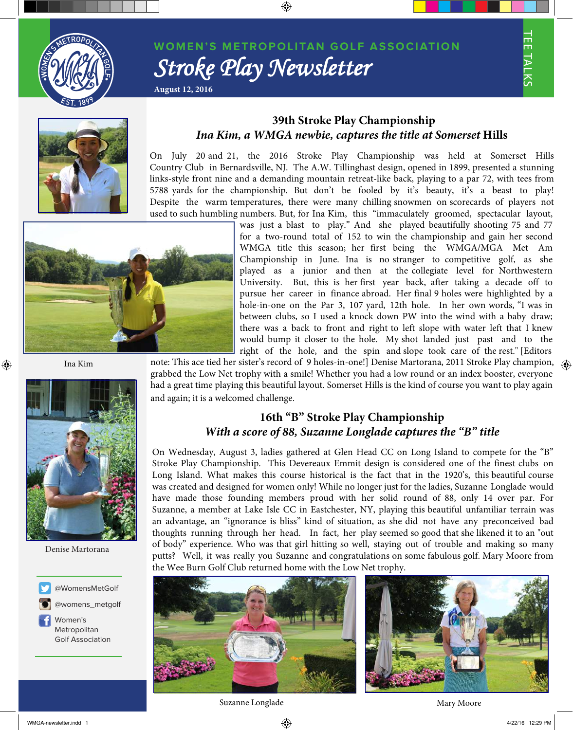WOMEN'S METROPOLITAN GOLF ASSOCIATION

# Stroke Play Newsletter

August 12, 2016

TEE TALKS

## 39th Stroke Play Championship

### *Ina Kim, a WMGA newbie, captures the title at Somerset Hills*

On July 20 and 21, the 2016 Stroke Play Championship was held at Somerset Hills Country Club in Bernardsville, NJ. The A.W. Tillinghast design, opened in 1899, presented a stunning links-style front nine and a demanding mountain retreat-like back, playing to a par 72, with tees from 5788 yards for the championship. But don't be fooled by it's beauty, it's a beast to play! Despite the warm temperatures, there were many chilling snowmen on scorecards of players not used to such humbling numbers. But, for Ina Kim, this "immaculately groomed, spectacular layout, was just a blast to play." And she played beautifully shooting 75 and 77 for a two-round total of 152 to win the championship and gain her second WMGA title this season; her first being the WMGA/MGA Met Am Championship in June. Ina is no stranger to competitive golf, as she played as a junior and then at the collegiate level for Northwestern University. But, this is her first year back, after taking a decade off to pursue her career in finance abroad. Her final 9 holes were highlighted by a hole-in-one on the Par 3, 107 yard, 12th hole. In her own words, "I was in between clubs, so I used a knock down PW into the wind with a baby draw; there was a back to front and right to left slope with water left that I knew would bump it closer to the hole. My shot landed just past and to the right of the hole, and the spin and slope took care of the rest." [Editors note: This ace tied her sister's record of 9 holes-in-one!] Denise Martorana, 2011 Stroke Play champion, grabbed the Low Net trophy with a smile! Whether you had a low round or an index booster, everyone had a great time playing this beautiful layout. Somerset Hills is the kind of course you want to play again and again; it is a welcomed challenge.

Ina Kim

Denise Martorana

## 16th "B" Stroke Play Championship

### *With a score of 88, Suzanne Longlade captures the "B" title*

On Wednesday, August 3, ladies gathered at Glen Head CC on Long Island to compete for the "B" Stroke Play Championship. This Devereaux Emmit design is considered one of the finest clubs on Long Island. What makes this course historical is the fact that in the 1920's, this beautiful course was created and designed for women only! While no longer just for the ladies, Suzanne Longlade would have made those founding members proud with her solid round of 88, only 14 over par. For Suzanne, a member at Lake Isle CC in Eastchester, NY, playing this beautiful unfamiliar terrain was an advantage, an "ignorance is bliss" kind of situation, as she did not have any preconceived bad thoughts running through her head. In fact, her play seemed so good that she likened it to an "out of body" experience. Who was that girl hitting so well, staying out of trouble and making so many putts? Well, it was really you Suzanne and congratulations on some fabulous golf. Mary Moore from the Wee Burn Golf Club returned home with the Low Net trophy.

Suzanne Longlade

Mary Moore

@WomensMetGolf

@womens_metgolf

Women's Metropolitan Golf Association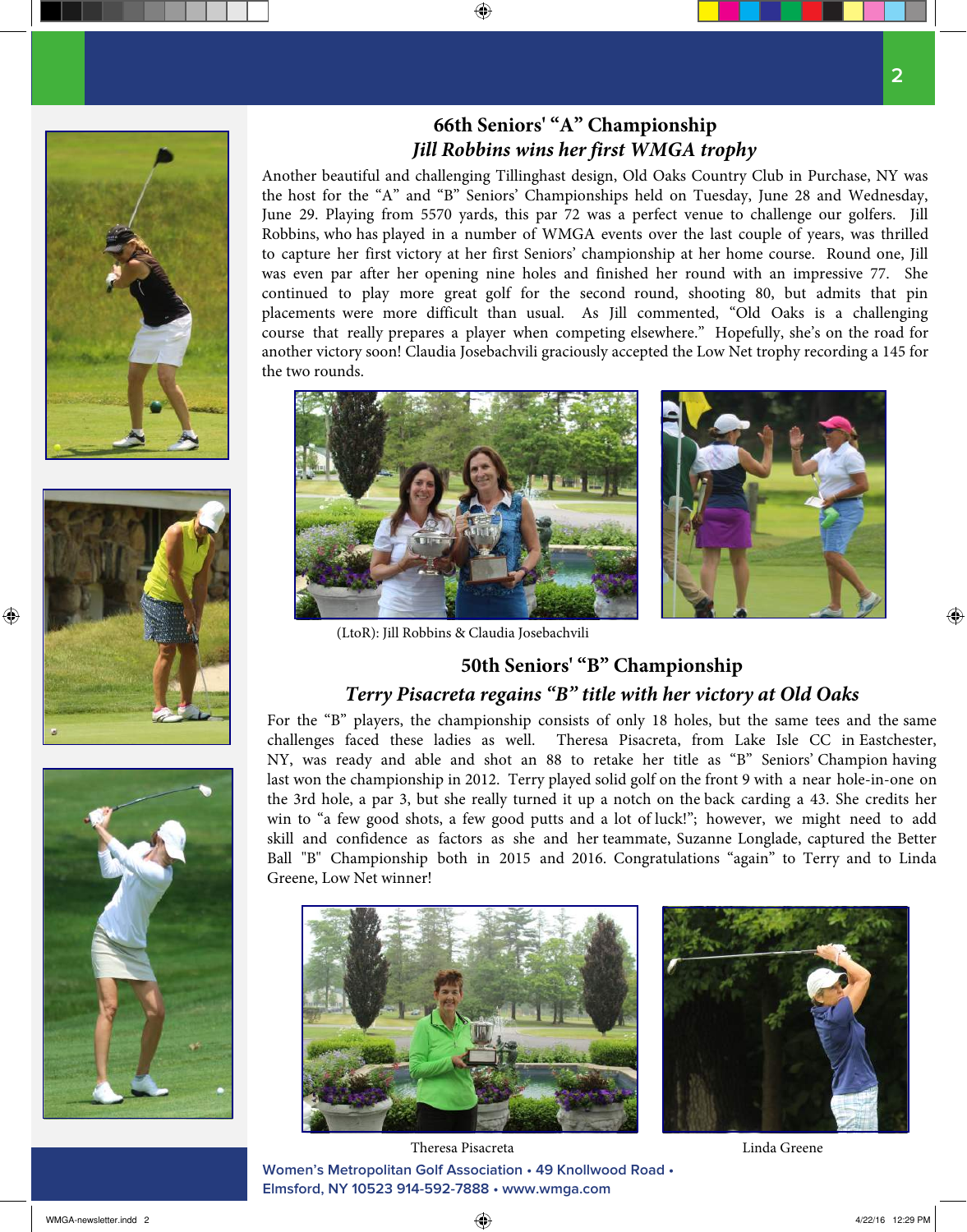## 66th Seniors' "A" Championship

### *Jill Robbins wins her first WMGA trophy*

Another beautiful and challenging Tillinghast design, Old Oaks Country Club in Purchase, NY was the host for the "A" and "B" Seniors' Championships held on Tuesday, June 28 and Wednesday, June 29. Playing from 5570 yards, this par 72 was a perfect venue to challenge our golfers. Jill Robbins, who has played in a number of WMGA events over the last couple of years, was thrilled to capture her first victory at her first Seniors' championship at her home course. Round one, Jill was even par after her opening nine holes and finished her round with an impressive 77. She continued to play more great golf for the second round, shooting 80, but admits that pin placements were more difficult than usual. As Jill commented, "Old Oaks is a challenging course that really prepares a player when competing elsewhere." Hopefully, she's on the road for another victory soon! Claudia Josebachvili graciously accepted the Low Net trophy recording a 145 for the two rounds.

(LtoR): Jill Robbins & Claudia Josebachvili

## 50th Seniors' "B" Championship

### *Terry Pisacreta regains "B" title with her victory at Old Oaks*

For the "B" players, the championship consists of only 18 holes, but the same tees and the same challenges faced these ladies as well. Theresa Pisacreta, from Lake Isle CC in Eastchester, NY, was ready and able and shot an 88 to retake her title as "B" Seniors' Champion having last won the championship in 2012. Terry played solid golf on the front 9 with a near hole-in-one on the 3rd hole, a par 3, but she really turned it up a notch on the back carding a 43. She credits her win to "a few good shots, a few good putts and a lot of luck!"; however, we might need to add skill and confidence as factors as she and her teammate, Suzanne Longlade, captured the Better Ball "B" Championship both in 2015 and 2016. Congratulations "again" to Terry and to Linda Greene, Low Net winner!

Theresa Pisacreta

Linda Greene

**Women's Metropolitan Golf Association • 49 Knollwood Road • Elmsford, NY 10523 914-592-7888 • www.wmga.com**